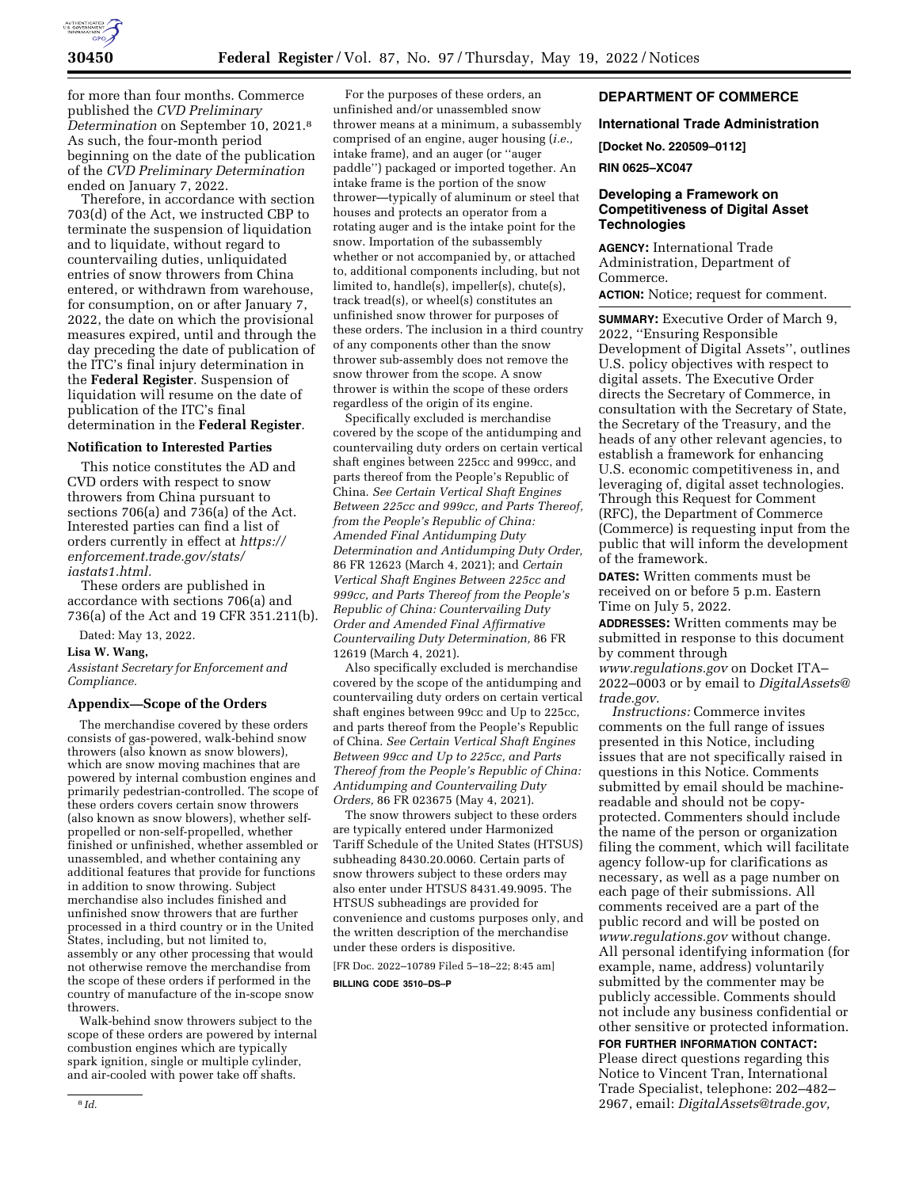for more than four months. Commerce published the *CVD Preliminary Determination* on September 10, 2021.[8] As such, the four-month period beginning on the date of the publication of the *CVD Preliminary Determination* ended on January 7, 2022.

Therefore, in accordance with section 703(d) of the Act, we instructed CBP to terminate the suspension of liquidation and to liquidate, without regard to countervailing duties, unliquidated entries of snow throwers from China entered, or withdrawn from warehouse, for consumption, on or after January 7, 2022, the date on which the provisional measures expired, until and through the day preceding the date of publication of the ITC's final injury determination in the **Federal Register**. Suspension of liquidation will resume on the date of publication of the ITC's final determination in the **Federal Register**.

### Notification to Interested Parties

This notice constitutes the AD and CVD orders with respect to snow throwers from China pursuant to sections 706(a) and 736(a) of the Act. Interested parties can find a list of orders currently in effect at *https://enforcement.trade.gov/stats/iastats1.html.*

These orders are published in accordance with sections 706(a) and 736(a) of the Act and 19 CFR 351.211(b).

Dated: May 13, 2022.

**Lisa W. Wang,**

*Assistant Secretary for Enforcement and Compliance.*

### Appendix—Scope of the Orders

The merchandise covered by these orders consists of gas-powered, walk-behind snow throwers (also known as snow blowers), which are snow moving machines that are powered by internal combustion engines and primarily pedestrian-controlled. The scope of these orders covers certain snow throwers (also known as snow blowers), whether self-propelled or non-self-propelled, whether finished or unfinished, whether assembled or unassembled, and whether containing any additional features that provide for functions in addition to snow throwing. Subject merchandise also includes finished and unfinished snow throwers that are further processed in a third country or in the United States, including, but not limited to, assembly or any other processing that would not otherwise remove the merchandise from the scope of these orders if performed in the country of manufacture of the in-scope snow throwers.

Walk-behind snow throwers subject to the scope of these orders are powered by internal combustion engines which are typically spark ignition, single or multiple cylinder, and air-cooled with power take off shafts.

For the purposes of these orders, an unfinished and/or unassembled snow thrower means at a minimum, a subassembly comprised of an engine, auger housing (*i.e.,* intake frame), and an auger (or ''auger paddle'') packaged or imported together. An intake frame is the portion of the snow thrower—typically of aluminum or steel that houses and protects an operator from a rotating auger and is the intake point for the snow. Importation of the subassembly whether or not accompanied by, or attached to, additional components including, but not limited to, handle(s), impeller(s), chute(s), track tread(s), or wheel(s) constitutes an unfinished snow thrower for purposes of these orders. The inclusion in a third country of any components other than the snow thrower sub-assembly does not remove the snow thrower from the scope. A snow thrower is within the scope of these orders regardless of the origin of its engine.

Specifically excluded is merchandise covered by the scope of the antidumping and countervailing duty orders on certain vertical shaft engines between 225cc and 999cc, and parts thereof from the People's Republic of China. *See Certain Vertical Shaft Engines Between 225cc and 999cc, and Parts Thereof, from the People's Republic of China: Amended Final Antidumping Duty Determination and Antidumping Duty Order,* 86 FR 12623 (March 4, 2021); and *Certain Vertical Shaft Engines Between 225cc and 999cc, and Parts Thereof from the People's Republic of China: Countervailing Duty Order and Amended Final Affirmative Countervailing Duty Determination,* 86 FR 12619 (March 4, 2021).

Also specifically excluded is merchandise covered by the scope of the antidumping and countervailing duty orders on certain vertical shaft engines between 99cc and Up to 225cc, and parts thereof from the People's Republic of China. *See Certain Vertical Shaft Engines Between 99cc and Up to 225cc, and Parts Thereof from the People's Republic of China: Antidumping and Countervailing Duty Orders,* 86 FR 023675 (May 4, 2021).

The snow throwers subject to these orders are typically entered under Harmonized Tariff Schedule of the United States (HTSUS) subheading 8430.20.0060. Certain parts of snow throwers subject to these orders may also enter under HTSUS 8431.49.9095. The HTSUS subheadings are provided for convenience and customs purposes only, and the written description of the merchandise under these orders is dispositive.

[FR Doc. 2022–10789 Filed 5–18–22; 8:45 am]

**BILLING CODE 3510–DS–P**

[8] *Id.*

## DEPARTMENT OF COMMERCE

### International Trade Administration

**[Docket No. 220509–0112]**

**RIN 0625–XC047**

### Developing a Framework on Competitiveness of Digital Asset Technologies

**AGENCY:** International Trade Administration, Department of Commerce.

**ACTION:** Notice; request for comment.

**SUMMARY:** Executive Order of March 9, 2022, ''Ensuring Responsible Development of Digital Assets'', outlines U.S. policy objectives with respect to digital assets. The Executive Order directs the Secretary of Commerce, in consultation with the Secretary of State, the Secretary of the Treasury, and the heads of any other relevant agencies, to establish a framework for enhancing U.S. economic competitiveness in, and leveraging of, digital asset technologies. Through this Request for Comment (RFC), the Department of Commerce (Commerce) is requesting input from the public that will inform the development of the framework.

**DATES:** Written comments must be received on or before 5 p.m. Eastern Time on July 5, 2022.

**ADDRESSES:** Written comments may be submitted in response to this document by comment through *www.regulations.gov* on Docket ITA–2022–0003 or by email to *DigitalAssets@trade.gov.*

*Instructions:* Commerce invites comments on the full range of issues presented in this Notice, including issues that are not specifically raised in questions in this Notice. Comments submitted by email should be machine-readable and should not be copy-protected. Commenters should include the name of the person or organization filing the comment, which will facilitate agency follow-up for clarifications as necessary, as well as a page number on each page of their submissions. All comments received are a part of the public record and will be posted on *www.regulations.gov* without change. All personal identifying information (for example, name, address) voluntarily submitted by the commenter may be publicly accessible. Comments should not include any business confidential or other sensitive or protected information.

**FOR FURTHER INFORMATION CONTACT:** Please direct questions regarding this Notice to Vincent Tran, International Trade Specialist, telephone: 202–482–2967, email: *DigitalAssets@trade.gov,*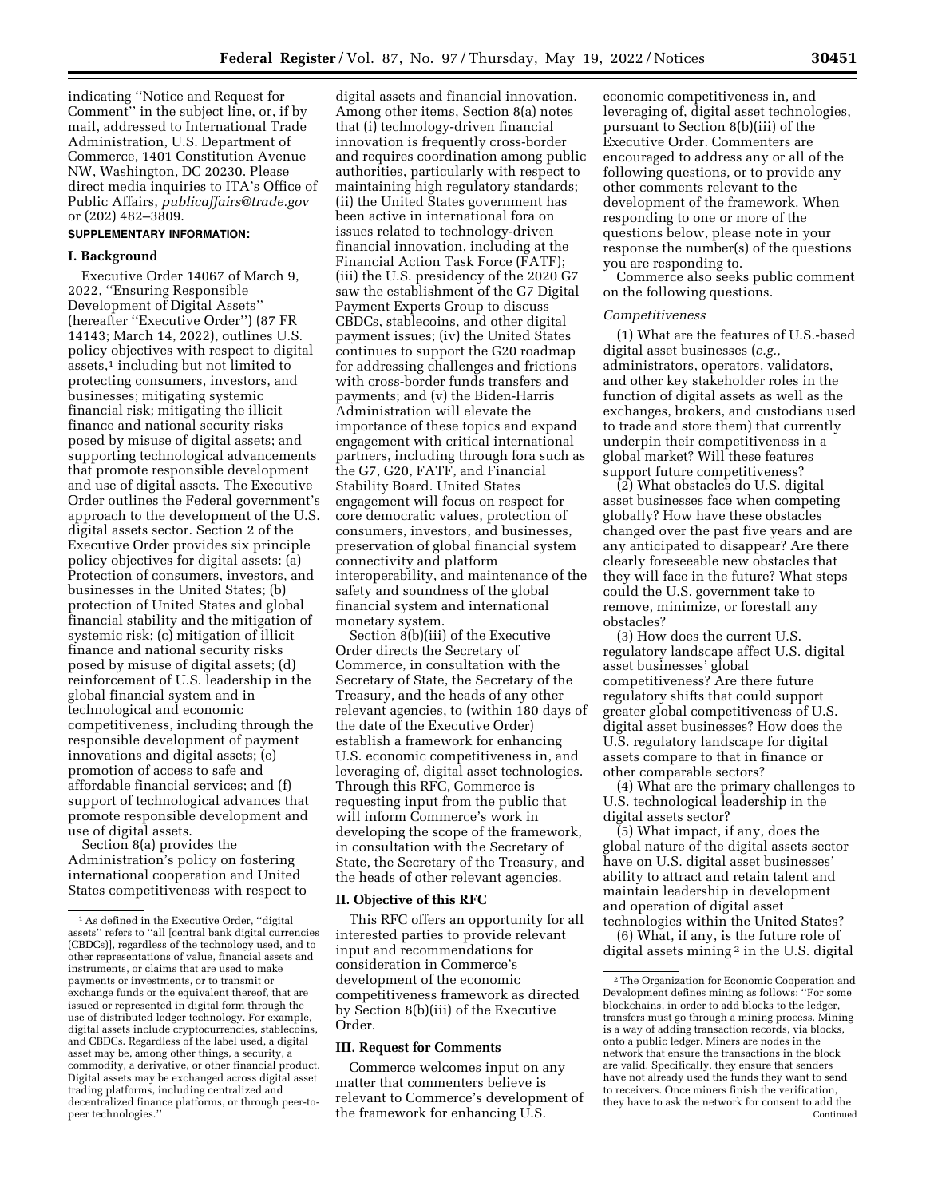indicating ''Notice and Request for Comment'' in the subject line, or, if by mail, addressed to International Trade Administration, U.S. Department of Commerce, 1401 Constitution Avenue NW, Washington, DC 20230. Please direct media inquiries to ITA's Office of Public Affairs, *publicaffairs@trade.gov* or (202) 482–3809.

**SUPPLEMENTARY INFORMATION:**

## I. Background

Executive Order 14067 of March 9, 2022, ''Ensuring Responsible Development of Digital Assets'' (hereafter ''Executive Order'') (87 FR 14143; March 14, 2022), outlines U.S. policy objectives with respect to digital assets,[1] including but not limited to protecting consumers, investors, and businesses; mitigating systemic financial risk; mitigating the illicit finance and national security risks posed by misuse of digital assets; and supporting technological advancements that promote responsible development and use of digital assets. The Executive Order outlines the Federal government's approach to the development of the U.S. digital assets sector. Section 2 of the Executive Order provides six principle policy objectives for digital assets: (a) Protection of consumers, investors, and businesses in the United States; (b) protection of United States and global financial stability and the mitigation of systemic risk; (c) mitigation of illicit finance and national security risks posed by misuse of digital assets; (d) reinforcement of U.S. leadership in the global financial system and in technological and economic competitiveness, including through the responsible development of payment innovations and digital assets; (e) promotion of access to safe and affordable financial services; and (f) support of technological advances that promote responsible development and use of digital assets.

Section 8(a) provides the Administration's policy on fostering international cooperation and United States competitiveness with respect to digital assets and financial innovation. Among other items, Section 8(a) notes that (i) technology-driven financial innovation is frequently cross-border and requires coordination among public authorities, particularly with respect to maintaining high regulatory standards; (ii) the United States government has been active in international fora on issues related to technology-driven financial innovation, including at the Financial Action Task Force (FATF); (iii) the U.S. presidency of the 2020 G7 saw the establishment of the G7 Digital Payment Experts Group to discuss CBDCs, stablecoins, and other digital payment issues; (iv) the United States continues to support the G20 roadmap for addressing challenges and frictions with cross-border funds transfers and payments; and (v) the Biden-Harris Administration will elevate the importance of these topics and expand engagement with critical international partners, including through fora such as the G7, G20, FATF, and Financial Stability Board. United States engagement will focus on respect for core democratic values, protection of consumers, investors, and businesses, preservation of global financial system connectivity and platform interoperability, and maintenance of the safety and soundness of the global financial system and international monetary system.

Section 8(b)(iii) of the Executive Order directs the Secretary of Commerce, in consultation with the Secretary of State, the Secretary of the Treasury, and the heads of any other relevant agencies, to (within 180 days of the date of the Executive Order) establish a framework for enhancing U.S. economic competitiveness in, and leveraging of, digital asset technologies. Through this RFC, Commerce is requesting input from the public that will inform Commerce's work in developing the scope of the framework, in consultation with the Secretary of State, the Secretary of the Treasury, and the heads of other relevant agencies.

## II. Objective of this RFC

This RFC offers an opportunity for all interested parties to provide relevant input and recommendations for consideration in Commerce's development of the economic competitiveness framework as directed by Section 8(b)(iii) of the Executive Order.

## III. Request for Comments

Commerce welcomes input on any matter that commenters believe is relevant to Commerce's development of the framework for enhancing U.S. economic competitiveness in, and leveraging of, digital asset technologies, pursuant to Section 8(b)(iii) of the Executive Order. Commenters are encouraged to address any or all of the following questions, or to provide any other comments relevant to the development of the framework. When responding to one or more of the questions below, please note in your response the number(s) of the questions you are responding to.

Commerce also seeks public comment on the following questions.

### *Competitiveness*

(1) What are the features of U.S.-based digital asset businesses (*e.g.,* administrators, operators, validators, and other key stakeholder roles in the function of digital assets as well as the exchanges, brokers, and custodians used to trade and store them) that currently underpin their competitiveness in a global market? Will these features support future competitiveness?

(2) What obstacles do U.S. digital asset businesses face when competing globally? How have these obstacles changed over the past five years and are any anticipated to disappear? Are there clearly foreseeable new obstacles that they will face in the future? What steps could the U.S. government take to remove, minimize, or forestall any obstacles?

(3) How does the current U.S. regulatory landscape affect U.S. digital asset businesses' global competitiveness? Are there future regulatory shifts that could support greater global competitiveness of U.S. digital asset businesses? How does the U.S. regulatory landscape for digital assets compare to that in finance or other comparable sectors?

(4) What are the primary challenges to U.S. technological leadership in the digital assets sector?

(5) What impact, if any, does the global nature of the digital assets sector have on U.S. digital asset businesses' ability to attract and retain talent and maintain leadership in development and operation of digital asset technologies within the United States?

(6) What, if any, is the future role of digital assets mining[2] in the U.S. digital

---

[1] As defined in the Executive Order, ''digital assets'' refers to ''all [central bank digital currencies (CBDCs)], regardless of the technology used, and to other representations of value, financial assets and instruments, or claims that are used to make payments or investments, or to transmit or exchange funds or the equivalent thereof, that are issued or represented in digital form through the use of distributed ledger technology. For example, digital assets include cryptocurrencies, stablecoins, and CBDCs. Regardless of the label used, a digital asset may be, among other things, a security, a commodity, a derivative, or other financial product. Digital assets may be exchanged across digital asset trading platforms, including centralized and decentralized finance platforms, or through peer-to-peer technologies.''

[2] The Organization for Economic Cooperation and Development defines mining as follows: ''For some blockchains, in order to add blocks to the ledger, transfers must go through a mining process. Mining is a way of adding transaction records, via blocks, onto a public ledger. Miners are nodes in the network that ensure the transactions in the block are valid. Specifically, they ensure that senders have not already used the funds they want to send to receivers. Once miners finish the verification, they have to ask the network for consent to add the Continued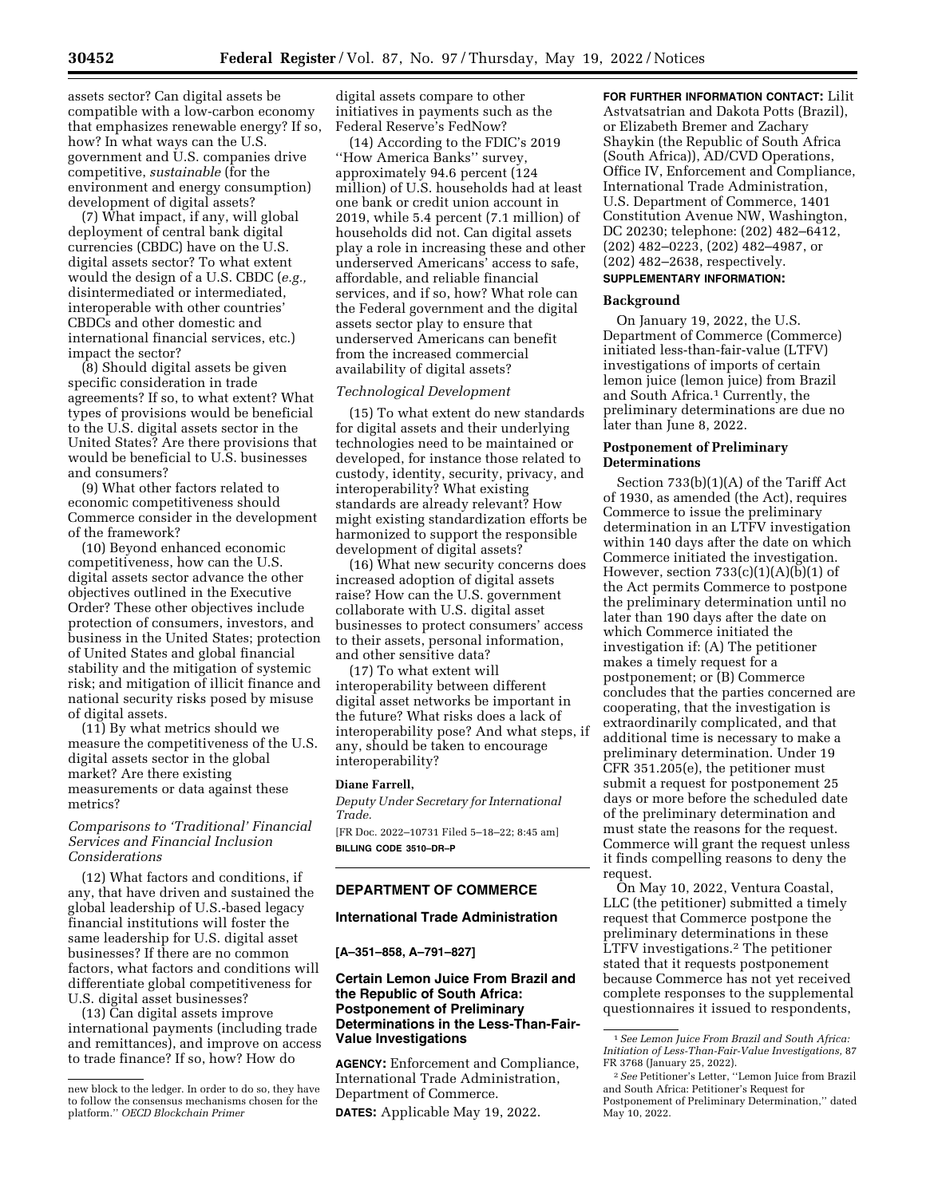assets sector? Can digital assets be compatible with a low-carbon economy that emphasizes renewable energy? If so, how? In what ways can the U.S. government and U.S. companies drive competitive, *sustainable* (for the environment and energy consumption) development of digital assets?

(7) What impact, if any, will global deployment of central bank digital currencies (CBDC) have on the U.S. digital assets sector? To what extent would the design of a U.S. CBDC (*e.g.,* disintermediated or intermediated, interoperable with other countries' CBDCs and other domestic and international financial services, etc.) impact the sector?

(8) Should digital assets be given specific consideration in trade agreements? If so, to what extent? What types of provisions would be beneficial to the U.S. digital assets sector in the United States? Are there provisions that would be beneficial to U.S. businesses and consumers?

(9) What other factors related to economic competitiveness should Commerce consider in the development of the framework?

(10) Beyond enhanced economic competitiveness, how can the U.S. digital assets sector advance the other objectives outlined in the Executive Order? These other objectives include protection of consumers, investors, and business in the United States; protection of United States and global financial stability and the mitigation of systemic risk; and mitigation of illicit finance and national security risks posed by misuse of digital assets.

(11) By what metrics should we measure the competitiveness of the U.S. digital assets sector in the global market? Are there existing measurements or data against these metrics?

*Comparisons to 'Traditional' Financial Services and Financial Inclusion Considerations*

(12) What factors and conditions, if any, that have driven and sustained the global leadership of U.S.-based legacy financial institutions will foster the same leadership for U.S. digital asset businesses? If there are no common factors, what factors and conditions will differentiate global competitiveness for U.S. digital asset businesses?

(13) Can digital assets improve international payments (including trade and remittances), and improve on access to trade finance? If so, how? How do digital assets compare to other initiatives in payments such as the Federal Reserve's FedNow?

(14) According to the FDIC's 2019 ''How America Banks'' survey, approximately 94.6 percent (124 million) of U.S. households had at least one bank or credit union account in 2019, while 5.4 percent (7.1 million) of households did not. Can digital assets play a role in increasing these and other underserved Americans' access to safe, affordable, and reliable financial services, and if so, how? What role can the Federal government and the digital assets sector play to ensure that underserved Americans can benefit from the increased commercial availability of digital assets?

*Technological Development*

(15) To what extent do new standards for digital assets and their underlying technologies need to be maintained or developed, for instance those related to custody, identity, security, privacy, and interoperability? What existing standards are already relevant? How might existing standardization efforts be harmonized to support the responsible development of digital assets?

(16) What new security concerns does increased adoption of digital assets raise? How can the U.S. government collaborate with U.S. digital asset businesses to protect consumers' access to their assets, personal information, and other sensitive data?

(17) To what extent will interoperability between different digital asset networks be important in the future? What risks does a lack of interoperability pose? And what steps, if any, should be taken to encourage interoperability?

**Diane Farrell,**

*Deputy Under Secretary for International Trade.*

[FR Doc. 2022–10731 Filed 5–18–22; 8:45 am]

**BILLING CODE 3510–DR–P**

new block to the ledger. In order to do so, they have to follow the consensus mechanisms chosen for the platform.'' *OECD Blockchain Primer*

---

## DEPARTMENT OF COMMERCE

### International Trade Administration

**[A–351–858, A–791–827]**

### Certain Lemon Juice From Brazil and the Republic of South Africa: Postponement of Preliminary Determinations in the Less-Than-Fair-Value Investigations

**AGENCY:** Enforcement and Compliance, International Trade Administration, Department of Commerce.

**DATES:** Applicable May 19, 2022.

**FOR FURTHER INFORMATION CONTACT:** Lilit Astvatsatrian and Dakota Potts (Brazil), or Elizabeth Bremer and Zachary Shaykin (the Republic of South Africa (South Africa)), AD/CVD Operations, Office IV, Enforcement and Compliance, International Trade Administration, U.S. Department of Commerce, 1401 Constitution Avenue NW, Washington, DC 20230; telephone: (202) 482–6412, (202) 482–0223, (202) 482–4987, or (202) 482–2638, respectively.

**SUPPLEMENTARY INFORMATION:**

#### Background

On January 19, 2022, the U.S. Department of Commerce (Commerce) initiated less-than-fair-value (LTFV) investigations of imports of certain lemon juice (lemon juice) from Brazil and South Africa.[1] Currently, the preliminary determinations are due no later than June 8, 2022.

#### Postponement of Preliminary Determinations

Section 733(b)(1)(A) of the Tariff Act of 1930, as amended (the Act), requires Commerce to issue the preliminary determination in an LTFV investigation within 140 days after the date on which Commerce initiated the investigation. However, section 733(c)(1)(A)(b)(1) of the Act permits Commerce to postpone the preliminary determination until no later than 190 days after the date on which Commerce initiated the investigation if: (A) The petitioner makes a timely request for a postponement; or (B) Commerce concludes that the parties concerned are cooperating, that the investigation is extraordinarily complicated, and that additional time is necessary to make a preliminary determination. Under 19 CFR 351.205(e), the petitioner must submit a request for postponement 25 days or more before the scheduled date of the preliminary determination and must state the reasons for the request. Commerce will grant the request unless it finds compelling reasons to deny the request.

On May 10, 2022, Ventura Coastal, LLC (the petitioner) submitted a timely request that Commerce postpone the preliminary determinations in these LTFV investigations.[2] The petitioner stated that it requests postponement because Commerce has not yet received complete responses to the supplemental questionnaires it issued to respondents,

[1] *See Lemon Juice From Brazil and South Africa: Initiation of Less-Than-Fair-Value Investigations,* 87 FR 3768 (January 25, 2022).

[2] *See* Petitioner's Letter, ''Lemon Juice from Brazil and South Africa: Petitioner's Request for Postponement of Preliminary Determination,'' dated May 10, 2022.